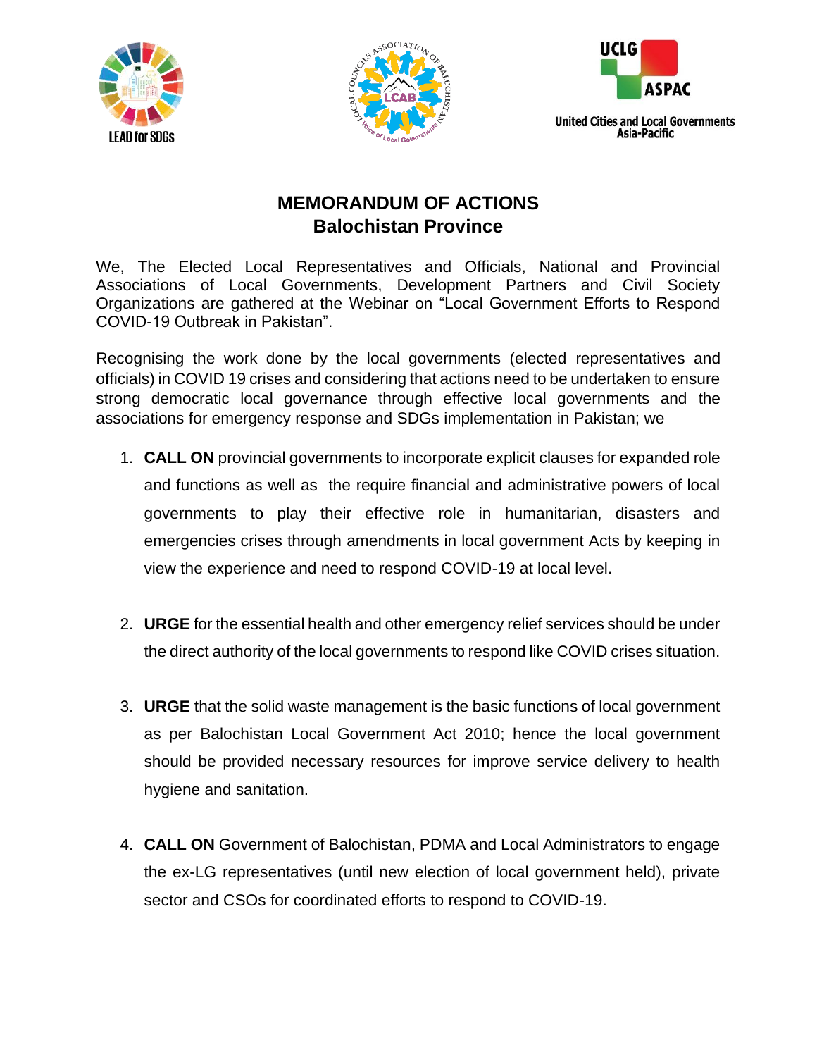# MEMORANDUM OF ACTIONS
## Balochistan Province

We, The Elected Local Representatives and Officials, National and Provincial Associations of Local Governments, Development Partners and Civil Society Organizations are gathered at the Webinar on "Local Government Efforts to Respond COVID-19 Outbreak in Pakistan".

Recognising the work done by the local governments (elected representatives and officials) in COVID 19 crises and considering that actions need to be undertaken to ensure strong democratic local governance through effective local governments and the associations for emergency response and SDGs implementation in Pakistan; we

1. **CALL ON** provincial governments to incorporate explicit clauses for expanded role and functions as well as the require financial and administrative powers of local governments to play their effective role in humanitarian, disasters and emergencies crises through amendments in local government Acts by keeping in view the experience and need to respond COVID-19 at local level.

2. **URGE** for the essential health and other emergency relief services should be under the direct authority of the local governments to respond like COVID crises situation.

3. **URGE** that the solid waste management is the basic functions of local government as per Balochistan Local Government Act 2010; hence the local government should be provided necessary resources for improve service delivery to health hygiene and sanitation.

4. **CALL ON** Government of Balochistan, PDMA and Local Administrators to engage the ex-LG representatives (until new election of local government held), private sector and CSOs for coordinated efforts to respond to COVID-19.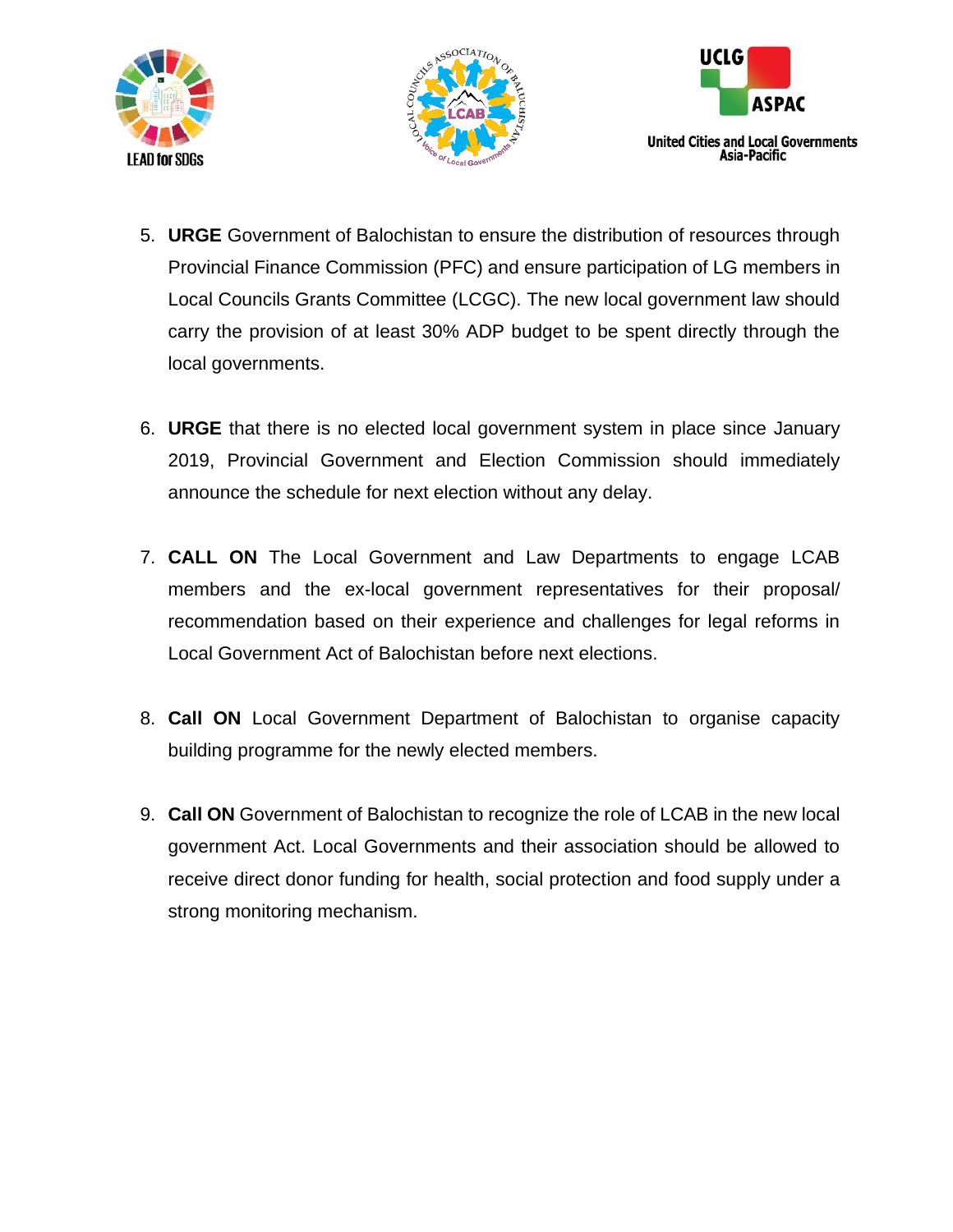5. **URGE** Government of Balochistan to ensure the distribution of resources through Provincial Finance Commission (PFC) and ensure participation of LG members in Local Councils Grants Committee (LCGC). The new local government law should carry the provision of at least 30% ADP budget to be spent directly through the local governments.

6. **URGE** that there is no elected local government system in place since January 2019, Provincial Government and Election Commission should immediately announce the schedule for next election without any delay.

7. **CALL ON** The Local Government and Law Departments to engage LCAB members and the ex-local government representatives for their proposal/ recommendation based on their experience and challenges for legal reforms in Local Government Act of Balochistan before next elections.

8. **Call ON** Local Government Department of Balochistan to organise capacity building programme for the newly elected members.

9. **Call ON** Government of Balochistan to recognize the role of LCAB in the new local government Act. Local Governments and their association should be allowed to receive direct donor funding for health, social protection and food supply under a strong monitoring mechanism.